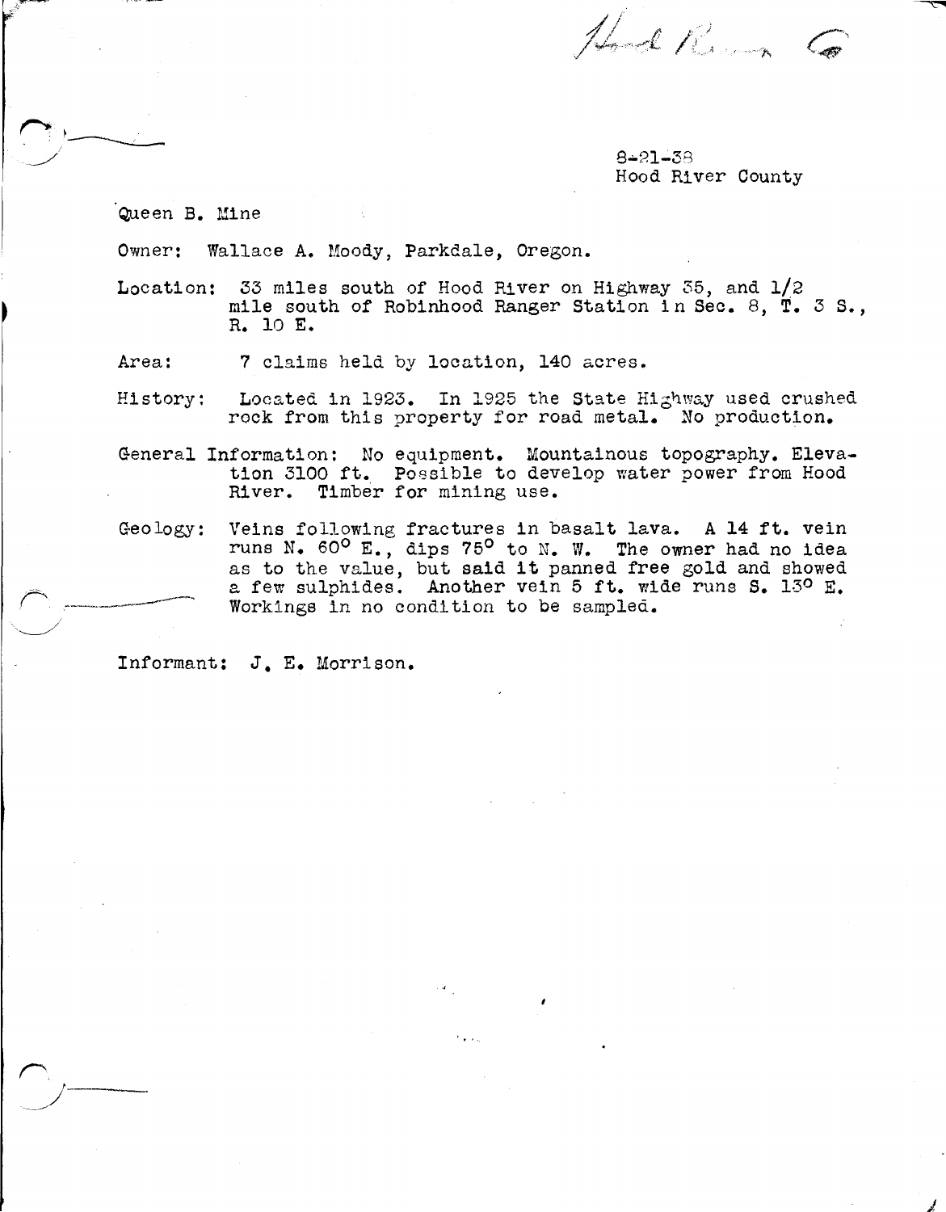Hood River Co

8-21-38
Hood River County

Queen B. Mine

Owner: Wallace A. Moody, Parkdale, Oregon.

Location: 33 miles south of Hood River on Highway 35, and 1/2 mile south of Robinhood Ranger Station in Sec. 8, T. 3 S., R. 10 E.

Area: 7 claims held by location, 140 acres.

History: Located in 1923. In 1925 the State Highway used crushed rock from this property for road metal. No production.

General Information: No equipment. Mountainous topography. Elevation 3100 ft. Possible to develop water power from Hood River. Timber for mining use.

Geology: Veins following fractures in basalt lava. A 14 ft. vein runs N. 60° E., dips 75° to N. W. The owner had no idea as to the value, but said it panned free gold and showed a few sulphides. Another vein 5 ft. wide runs S. 13° E. Workings in no condition to be sampled.

Informant: J. E. Morrison.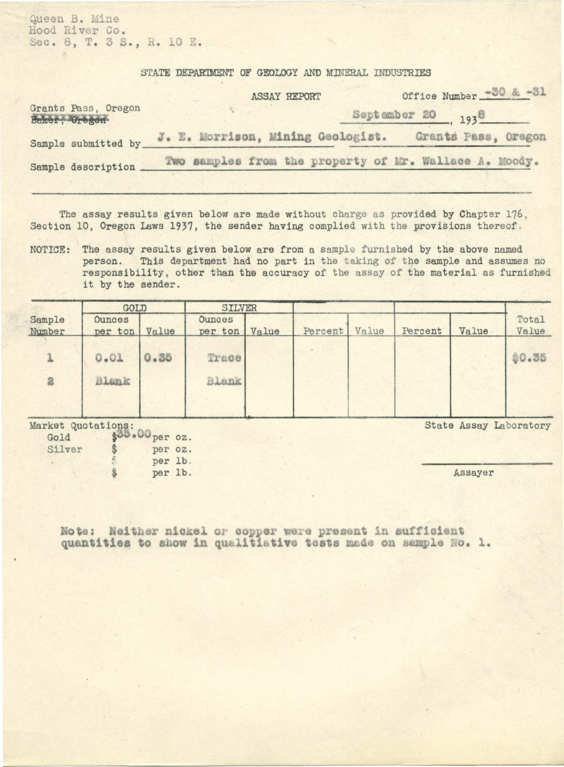Queen B. Mine
Hood River Co.
Sec. 8, T. 3 S., R. 10 E.

STATE DEPARTMENT OF GEOLOGY AND MINERAL INDUSTRIES

ASSAY REPORT

Office Number -30 & -31

Grants Pass, Oregon
~~Baker, Oregon~~

September 20, 1938

Sample submitted by J. E. Morrison, Mining Geologist. Grants Pass, Oregon

Sample description Two samples from the property of Mr. Wallace A. Moody.

The assay results given below are made without charge as provided by Chapter 176, Section 10, Oregon Laws 1937, the sender having complied with the provisions thereof.

NOTICE: The assay results given below are from a sample furnished by the above named person. This department had no part in the taking of the sample and assumes no responsibility, other than the accuracy of the assay of the material as furnished it by the sender.

| | GOLD | | SILVER | | | | | | |
|---|---|---|---|---|---|---|---|---|---|
| Sample Number | Ounces per ton | Value | Ounces per ton | Value | Percent | Value | Percent | Value | Total Value |
| 1 | 0.01 | 0.35 | Trace | | | | | | $0.35 |
| 2 | Blank | | Blank | | | | | | |

Market Quotations:
Gold $35.00 per oz.
Silver $ per oz.
$ per lb.
$ per lb.

State Assay Laboratory

Assayer

Note: Neither nickel or copper were present in sufficient quantities to show in qualitiative tests made on sample No. 1.